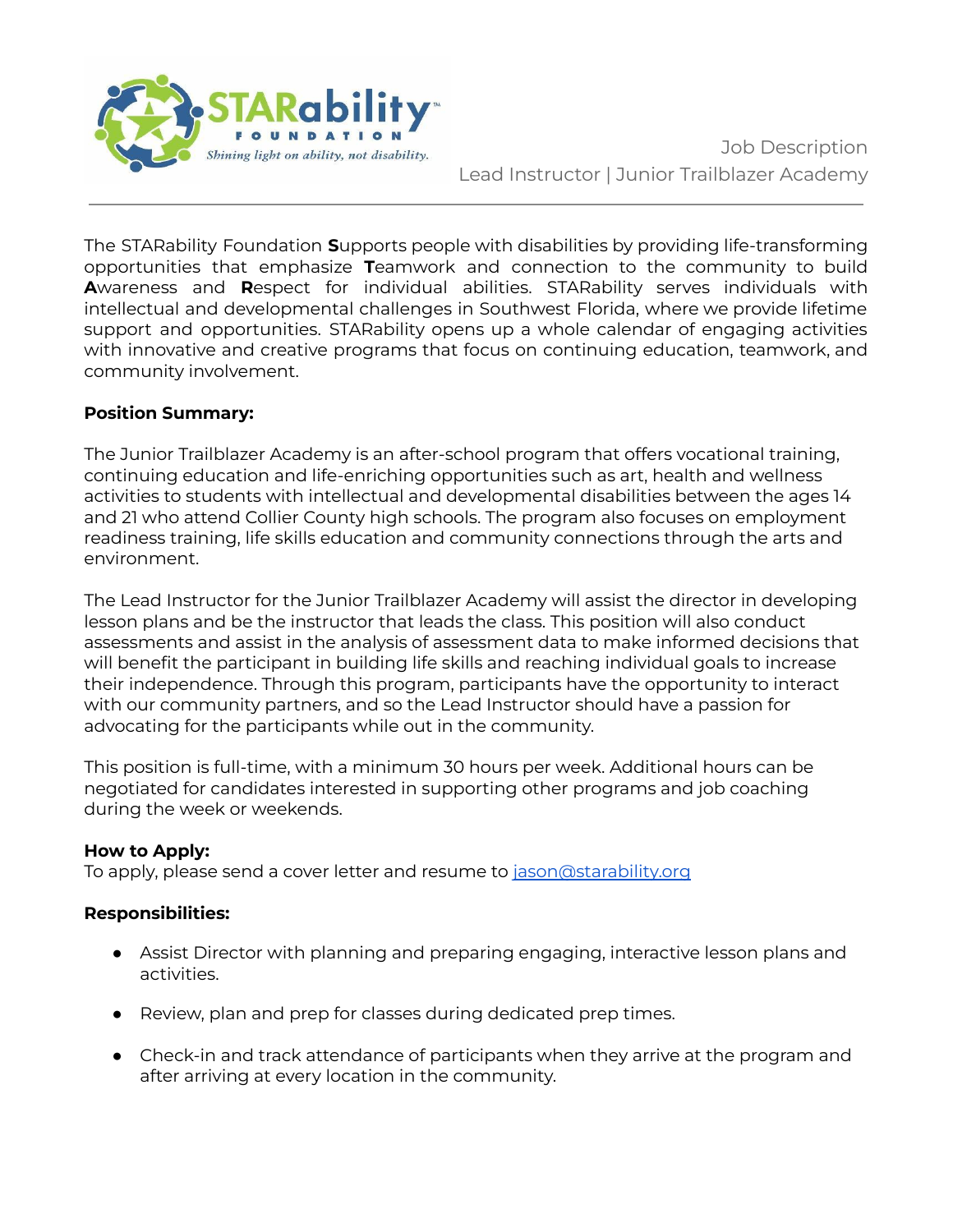STARability FOUNDATION

*Shining light on ability, not disability.*

Job Description

Lead Instructor | Junior Trailblazer Academy

---

The STARability Foundation **S**upports people with disabilities by providing life-transforming opportunities that emphasize **T**eamwork and connection to the community to build **A**wareness and **R**espect for individual abilities. STARability serves individuals with intellectual and developmental challenges in Southwest Florida, where we provide lifetime support and opportunities. STARability opens up a whole calendar of engaging activities with innovative and creative programs that focus on continuing education, teamwork, and community involvement.

**Position Summary:**

The Junior Trailblazer Academy is an after-school program that offers vocational training, continuing education and life-enriching opportunities such as art, health and wellness activities to students with intellectual and developmental disabilities between the ages 14 and 21 who attend Collier County high schools. The program also focuses on employment readiness training, life skills education and community connections through the arts and environment.

The Lead Instructor for the Junior Trailblazer Academy will assist the director in developing lesson plans and be the instructor that leads the class. This position will also conduct assessments and assist in the analysis of assessment data to make informed decisions that will benefit the participant in building life skills and reaching individual goals to increase their independence. Through this program, participants have the opportunity to interact with our community partners, and so the Lead Instructor should have a passion for advocating for the participants while out in the community.

This position is full-time, with a minimum 30 hours per week. Additional hours can be negotiated for candidates interested in supporting other programs and job coaching during the week or weekends.

**How to Apply:**
To apply, please send a cover letter and resume to jason@starability.org

**Responsibilities:**

- Assist Director with planning and preparing engaging, interactive lesson plans and activities.
- Review, plan and prep for classes during dedicated prep times.
- Check-in and track attendance of participants when they arrive at the program and after arriving at every location in the community.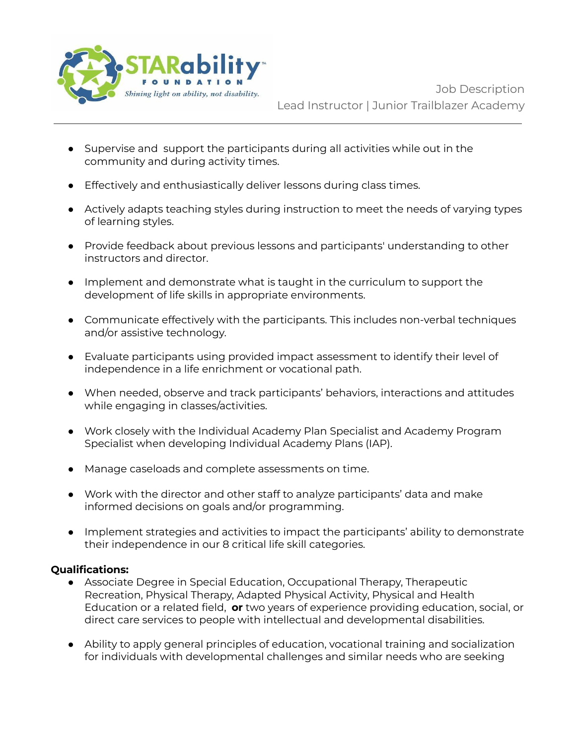- Supervise and support the participants during all activities while out in the community and during activity times.
- Effectively and enthusiastically deliver lessons during class times.
- Actively adapts teaching styles during instruction to meet the needs of varying types of learning styles.
- Provide feedback about previous lessons and participants' understanding to other instructors and director.
- Implement and demonstrate what is taught in the curriculum to support the development of life skills in appropriate environments.
- Communicate effectively with the participants. This includes non-verbal techniques and/or assistive technology.
- Evaluate participants using provided impact assessment to identify their level of independence in a life enrichment or vocational path.
- When needed, observe and track participants' behaviors, interactions and attitudes while engaging in classes/activities.
- Work closely with the Individual Academy Plan Specialist and Academy Program Specialist when developing Individual Academy Plans (IAP).
- Manage caseloads and complete assessments on time.
- Work with the director and other staff to analyze participants' data and make informed decisions on goals and/or programming.
- Implement strategies and activities to impact the participants' ability to demonstrate their independence in our 8 critical life skill categories.

**Qualifications:**

- Associate Degree in Special Education, Occupational Therapy, Therapeutic Recreation, Physical Therapy, Adapted Physical Activity, Physical and Health Education or a related field, **or** two years of experience providing education, social, or direct care services to people with intellectual and developmental disabilities.
- Ability to apply general principles of education, vocational training and socialization for individuals with developmental challenges and similar needs who are seeking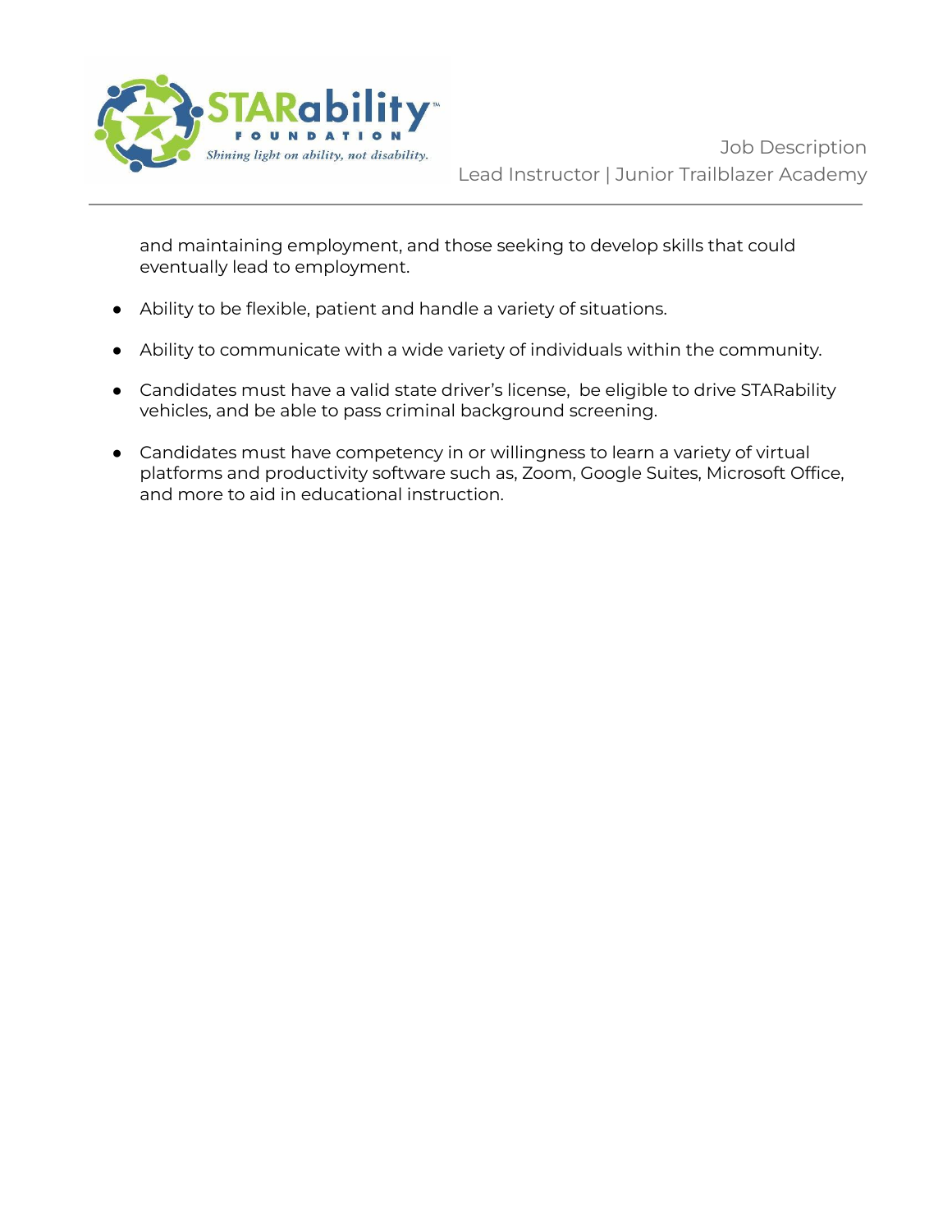and maintaining employment, and those seeking to develop skills that could eventually lead to employment.

- Ability to be flexible, patient and handle a variety of situations.
- Ability to communicate with a wide variety of individuals within the community.
- Candidates must have a valid state driver's license, be eligible to drive STARability vehicles, and be able to pass criminal background screening.
- Candidates must have competency in or willingness to learn a variety of virtual platforms and productivity software such as, Zoom, Google Suites, Microsoft Office, and more to aid in educational instruction.